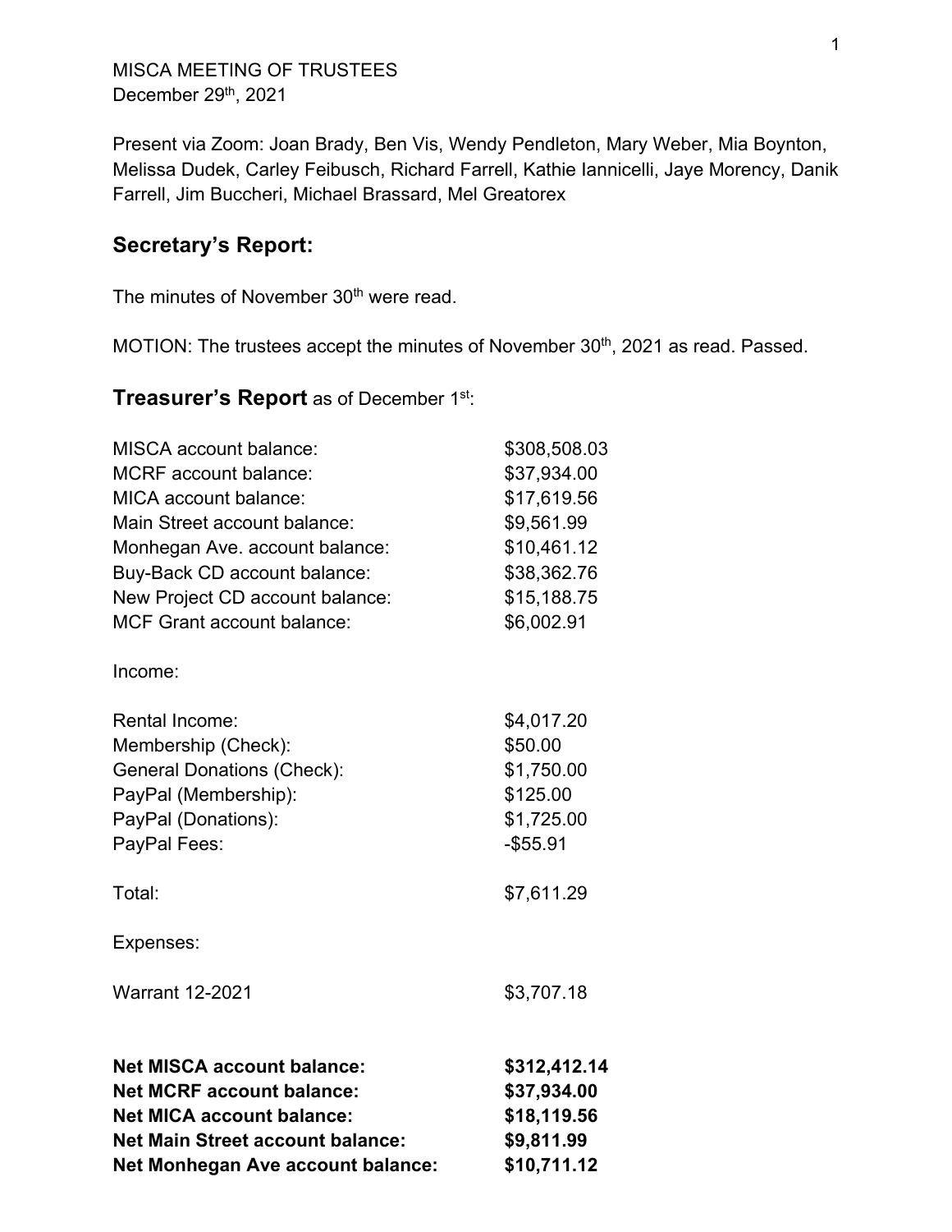MISCA MEETING OF TRUSTEES
December 29th, 2021

Present via Zoom: Joan Brady, Ben Vis, Wendy Pendleton, Mary Weber, Mia Boynton, Melissa Dudek, Carley Feibusch, Richard Farrell, Kathie Iannicelli, Jaye Morency, Danik Farrell, Jim Buccheri, Michael Brassard, Mel Greatorex

## Secretary's Report:

The minutes of November 30th were read.

MOTION: The trustees accept the minutes of November 30th, 2021 as read. Passed.

## Treasurer's Report as of December 1st:

| | |
|---|---|
| MISCA account balance: | $308,508.03 |
| MCRF account balance: | $37,934.00 |
| MICA account balance: | $17,619.56 |
| Main Street account balance: | $9,561.99 |
| Monhegan Ave. account balance: | $10,461.12 |
| Buy-Back CD account balance: | $38,362.76 |
| New Project CD account balance: | $15,188.75 |
| MCF Grant account balance: | $6,002.91 |

Income:

| | |
|---|---|
| Rental Income: | $4,017.20 |
| Membership (Check): | $50.00 |
| General Donations (Check): | $1,750.00 |
| PayPal (Membership): | $125.00 |
| PayPal (Donations): | $1,725.00 |
| PayPal Fees: | -$55.91 |
| Total: | $7,611.29 |

Expenses:

| | |
|---|---|
| Warrant 12-2021 | $3,707.18 |

| | |
|---|---|
| **Net MISCA account balance:** | **$312,412.14** |
| **Net MCRF account balance:** | **$37,934.00** |
| **Net MICA account balance:** | **$18,119.56** |
| **Net Main Street account balance:** | **$9,811.99** |
| **Net Monhegan Ave account balance:** | **$10,711.12** |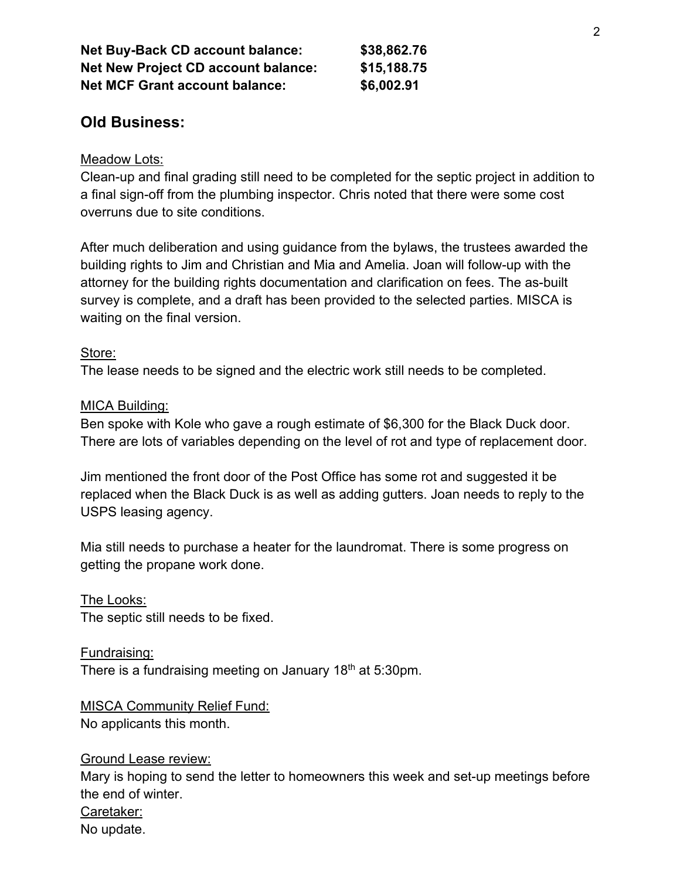**Net Buy-Back CD account balance:** **$38,862.76**
**Net New Project CD account balance:** **$15,188.75**
**Net MCF Grant account balance:** **$6,002.91**

## Old Business:

Meadow Lots:
Clean-up and final grading still need to be completed for the septic project in addition to a final sign-off from the plumbing inspector. Chris noted that there were some cost overruns due to site conditions.

After much deliberation and using guidance from the bylaws, the trustees awarded the building rights to Jim and Christian and Mia and Amelia. Joan will follow-up with the attorney for the building rights documentation and clarification on fees. The as-built survey is complete, and a draft has been provided to the selected parties. MISCA is waiting on the final version.

Store:
The lease needs to be signed and the electric work still needs to be completed.

MICA Building:
Ben spoke with Kole who gave a rough estimate of $6,300 for the Black Duck door. There are lots of variables depending on the level of rot and type of replacement door.

Jim mentioned the front door of the Post Office has some rot and suggested it be replaced when the Black Duck is as well as adding gutters. Joan needs to reply to the USPS leasing agency.

Mia still needs to purchase a heater for the laundromat. There is some progress on getting the propane work done.

The Looks:
The septic still needs to be fixed.

Fundraising:
There is a fundraising meeting on January 18th at 5:30pm.

MISCA Community Relief Fund:
No applicants this month.

Ground Lease review:
Mary is hoping to send the letter to homeowners this week and set-up meetings before the end of winter.

Caretaker:
No update.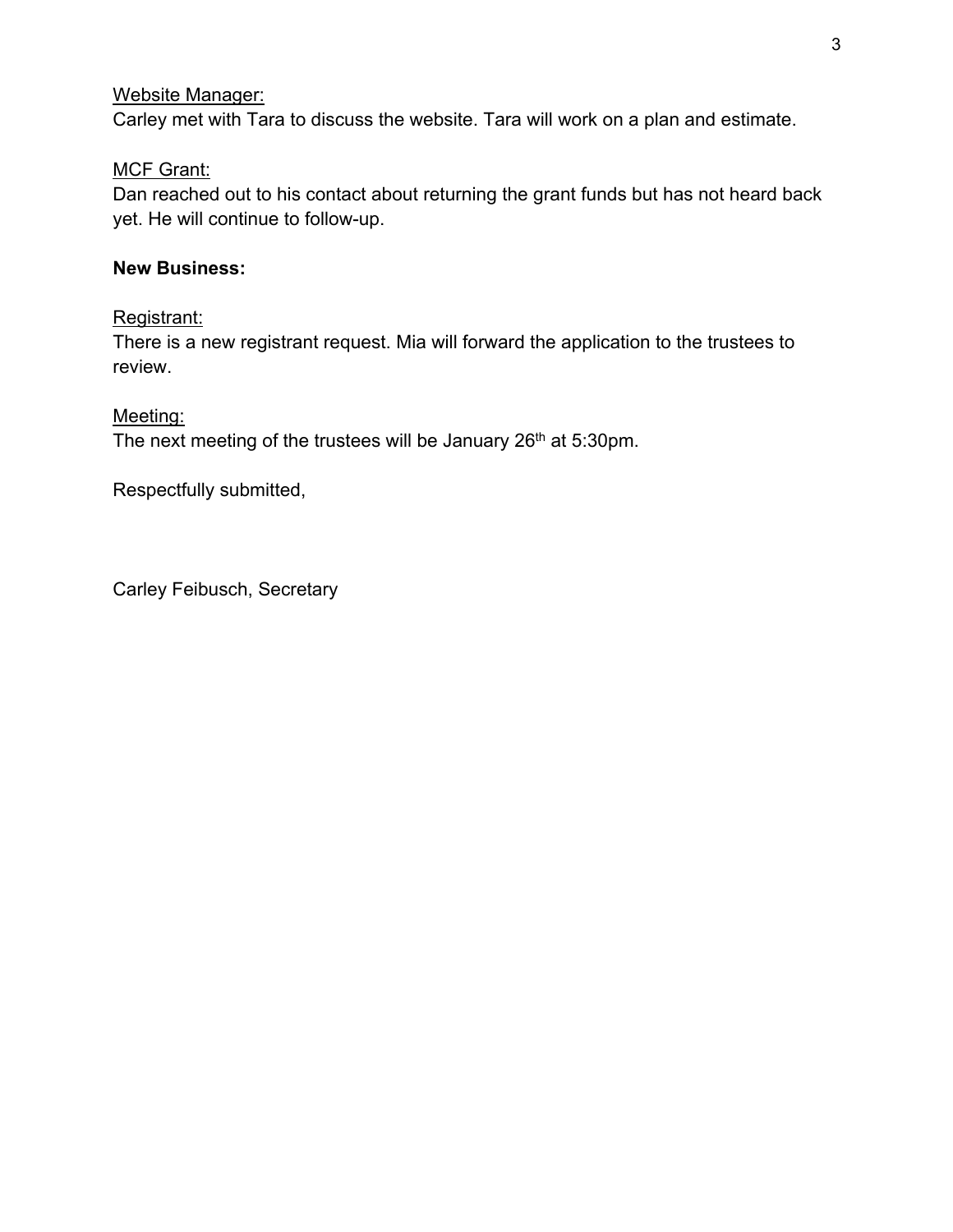<u>Website Manager:</u>
Carley met with Tara to discuss the website. Tara will work on a plan and estimate.

<u>MCF Grant:</u>
Dan reached out to his contact about returning the grant funds but has not heard back yet. He will continue to follow-up.

**New Business:**

<u>Registrant:</u>
There is a new registrant request. Mia will forward the application to the trustees to review.

<u>Meeting:</u>
The next meeting of the trustees will be January 26th at 5:30pm.

Respectfully submitted,

Carley Feibusch, Secretary